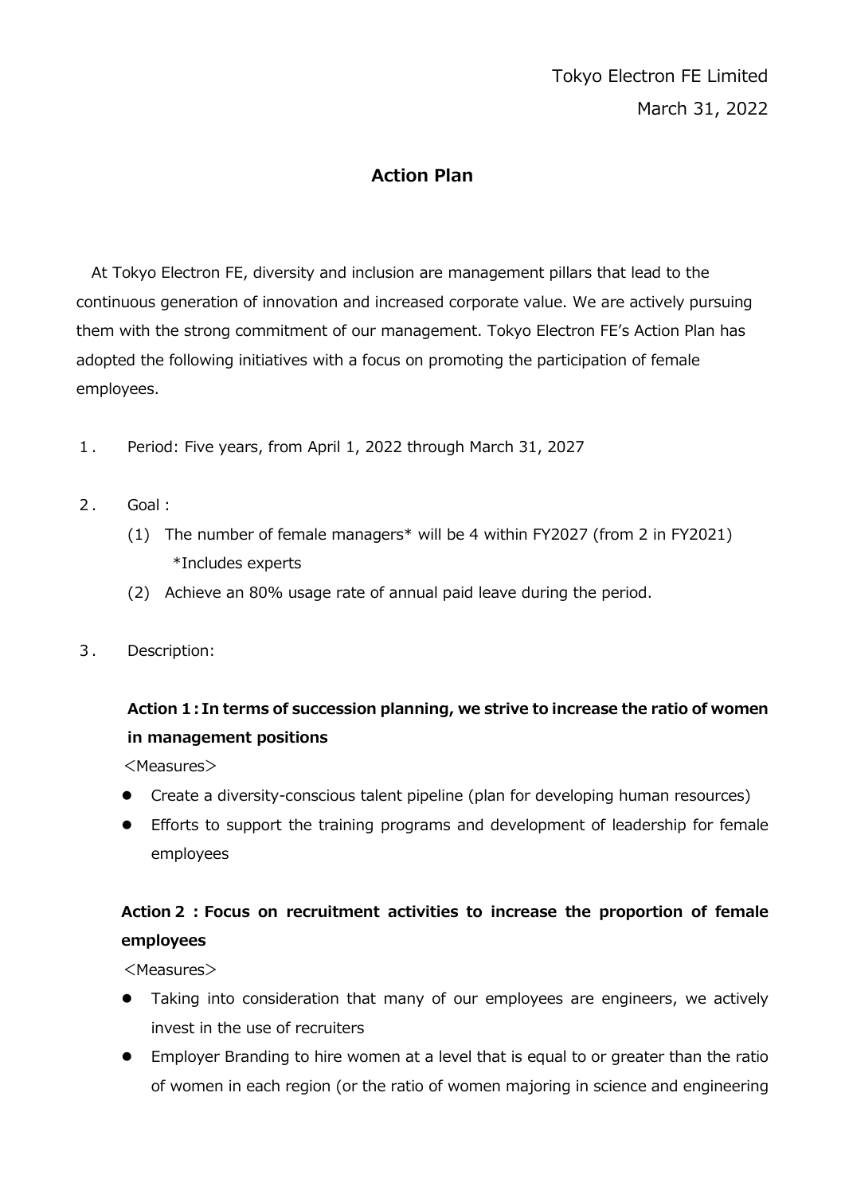Tokyo Electron FE Limited

March 31, 2022

# Action Plan

At Tokyo Electron FE, diversity and inclusion are management pillars that lead to the continuous generation of innovation and increased corporate value. We are actively pursuing them with the strong commitment of our management. Tokyo Electron FE's Action Plan has adopted the following initiatives with a focus on promoting the participation of female employees.

1. Period: Five years, from April 1, 2022 through March 31, 2027

2. Goal :

   (1) The number of female managers* will be 4 within FY2027 (from 2 in FY2021)
   *Includes experts

   (2) Achieve an 80% usage rate of annual paid leave during the period.

3. Description:

**Action 1：In terms of succession planning, we strive to increase the ratio of women in management positions**

<Measures>

- Create a diversity-conscious talent pipeline (plan for developing human resources)
- Efforts to support the training programs and development of leadership for female employees

**Action 2 : Focus on recruitment activities to increase the proportion of female employees**

<Measures>

- Taking into consideration that many of our employees are engineers, we actively invest in the use of recruiters
- Employer Branding to hire women at a level that is equal to or greater than the ratio of women in each region (or the ratio of women majoring in science and engineering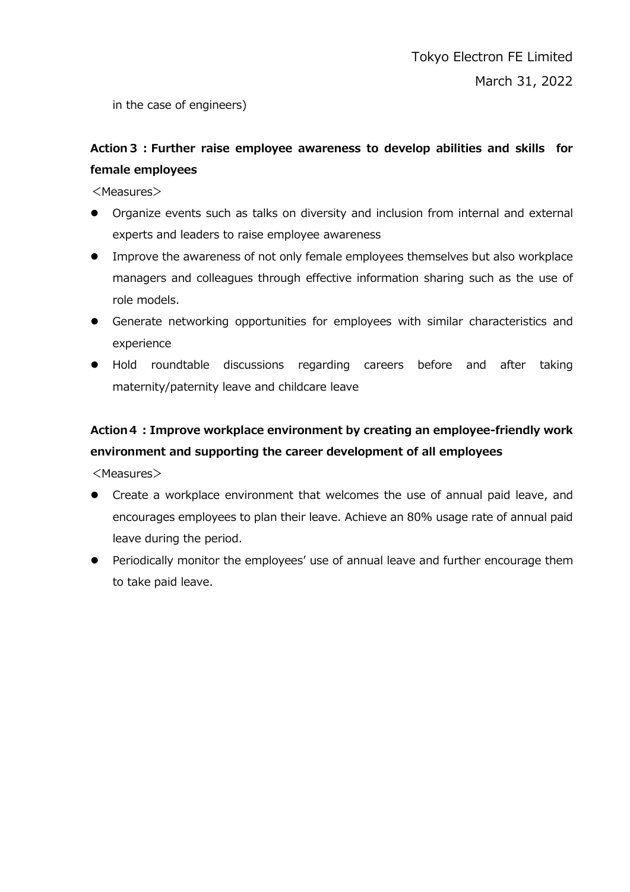in the case of engineers)

**Action 3 : Further raise employee awareness to develop abilities and skills for female employees**

<Measures>

- Organize events such as talks on diversity and inclusion from internal and external experts and leaders to raise employee awareness
- Improve the awareness of not only female employees themselves but also workplace managers and colleagues through effective information sharing such as the use of role models.
- Generate networking opportunities for employees with similar characteristics and experience
- Hold roundtable discussions regarding careers before and after taking maternity/paternity leave and childcare leave

**Action 4 : Improve workplace environment by creating an employee-friendly work environment and supporting the career development of all employees**

<Measures>

- Create a workplace environment that welcomes the use of annual paid leave, and encourages employees to plan their leave. Achieve an 80% usage rate of annual paid leave during the period.
- Periodically monitor the employees' use of annual leave and further encourage them to take paid leave.